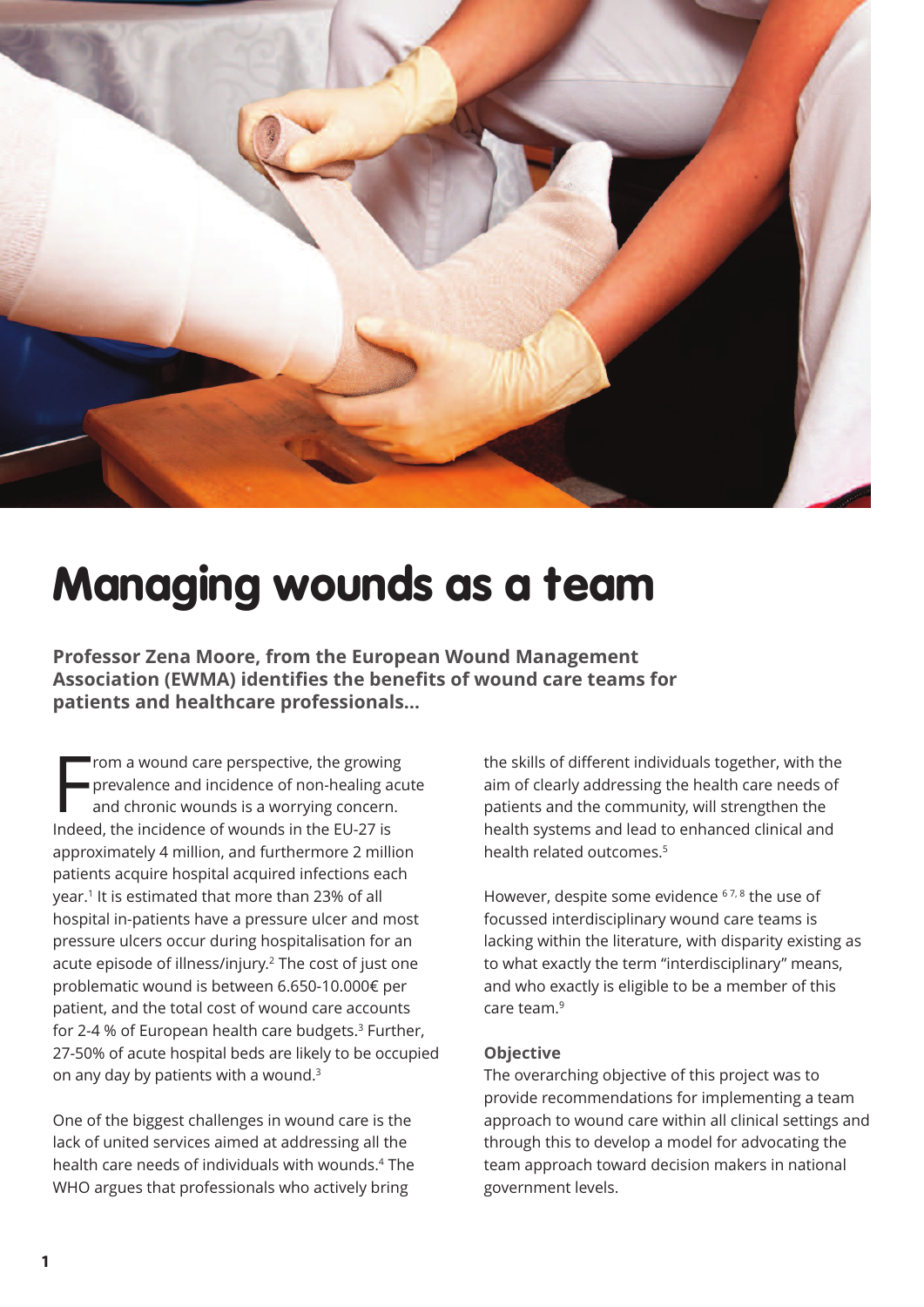# Managing wounds as a team

**Professor Zena Moore, from the European Wound Management Association (EWMA) identifies the benefits of wound care teams for patients and healthcare professionals...**

From a wound care perspective, the growing prevalence and incidence of non-healing acute and chronic wounds is a worrying concern. Indeed, the incidence of wounds in the EU-27 is approximately 4 million, and furthermore 2 million patients acquire hospital acquired infections each year.[1] It is estimated that more than 23% of all hospital in-patients have a pressure ulcer and most pressure ulcers occur during hospitalisation for an acute episode of illness/injury.[2] The cost of just one problematic wound is between 6.650-10.000€ per patient, and the total cost of wound care accounts for 2-4 % of European health care budgets.[3] Further, 27-50% of acute hospital beds are likely to be occupied on any day by patients with a wound.[3]

One of the biggest challenges in wound care is the lack of united services aimed at addressing all the health care needs of individuals with wounds.[4] The WHO argues that professionals who actively bring the skills of different individuals together, with the aim of clearly addressing the health care needs of patients and the community, will strengthen the health systems and lead to enhanced clinical and health related outcomes.[5]

However, despite some evidence [6,7,8] the use of focussed interdisciplinary wound care teams is lacking within the literature, with disparity existing as to what exactly the term "interdisciplinary" means, and who exactly is eligible to be a member of this care team.[9]

### Objective

The overarching objective of this project was to provide recommendations for implementing a team approach to wound care within all clinical settings and through this to develop a model for advocating the team approach toward decision makers in national government levels.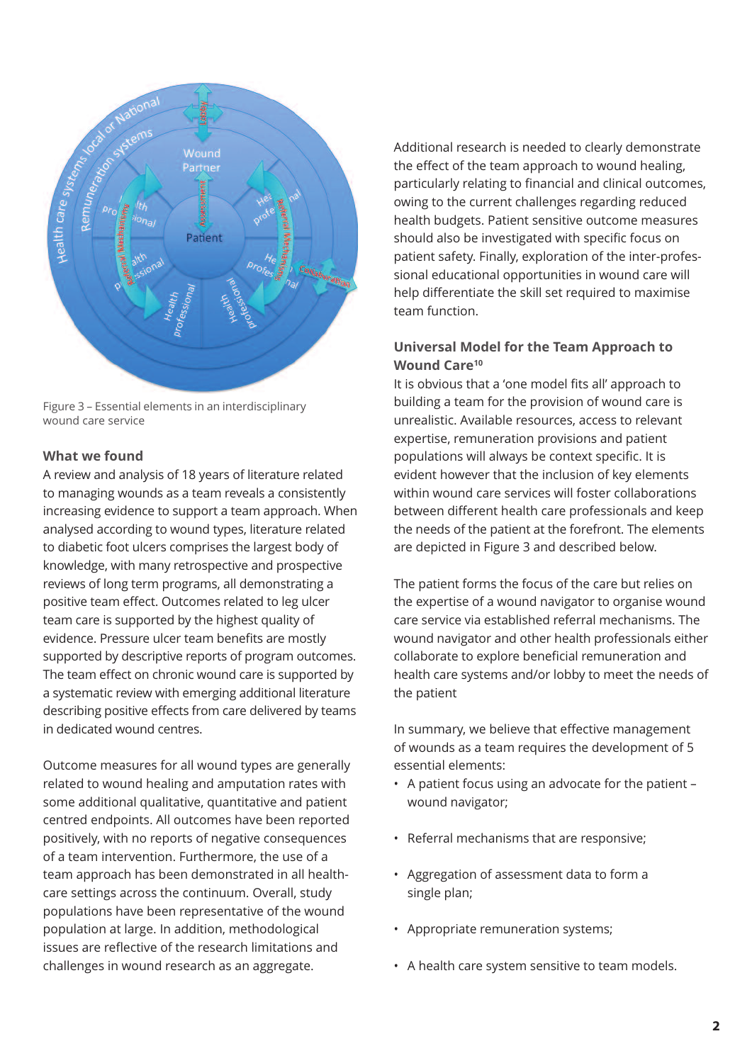Figure 3 – Essential elements in an interdisciplinary wound care service

**What we found**

A review and analysis of 18 years of literature related to managing wounds as a team reveals a consistently increasing evidence to support a team approach. When analysed according to wound types, literature related to diabetic foot ulcers comprises the largest body of knowledge, with many retrospective and prospective reviews of long term programs, all demonstrating a positive team effect. Outcomes related to leg ulcer team care is supported by the highest quality of evidence. Pressure ulcer team benefits are mostly supported by descriptive reports of program outcomes. The team effect on chronic wound care is supported by a systematic review with emerging additional literature describing positive effects from care delivered by teams in dedicated wound centres.

Outcome measures for all wound types are generally related to wound healing and amputation rates with some additional qualitative, quantitative and patient centred endpoints. All outcomes have been reported positively, with no reports of negative consequences of a team intervention. Furthermore, the use of a team approach has been demonstrated in all health-care settings across the continuum. Overall, study populations have been representative of the wound population at large. In addition, methodological issues are reflective of the research limitations and challenges in wound research as an aggregate.

Additional research is needed to clearly demonstrate the effect of the team approach to wound healing, particularly relating to financial and clinical outcomes, owing to the current challenges regarding reduced health budgets. Patient sensitive outcome measures should also be investigated with specific focus on patient safety. Finally, exploration of the inter-professional educational opportunities in wound care will help differentiate the skill set required to maximise team function.

**Universal Model for the Team Approach to Wound Care**[10]

It is obvious that a 'one model fits all' approach to building a team for the provision of wound care is unrealistic. Available resources, access to relevant expertise, remuneration provisions and patient populations will always be context specific. It is evident however that the inclusion of key elements within wound care services will foster collaborations between different health care professionals and keep the needs of the patient at the forefront. The elements are depicted in Figure 3 and described below.

The patient forms the focus of the care but relies on the expertise of a wound navigator to organise wound care service via established referral mechanisms. The wound navigator and other health professionals either collaborate to explore beneficial remuneration and health care systems and/or lobby to meet the needs of the patient

In summary, we believe that effective management of wounds as a team requires the development of 5 essential elements:

- A patient focus using an advocate for the patient – wound navigator;
- Referral mechanisms that are responsive;
- Aggregation of assessment data to form a single plan;
- Appropriate remuneration systems;
- A health care system sensitive to team models.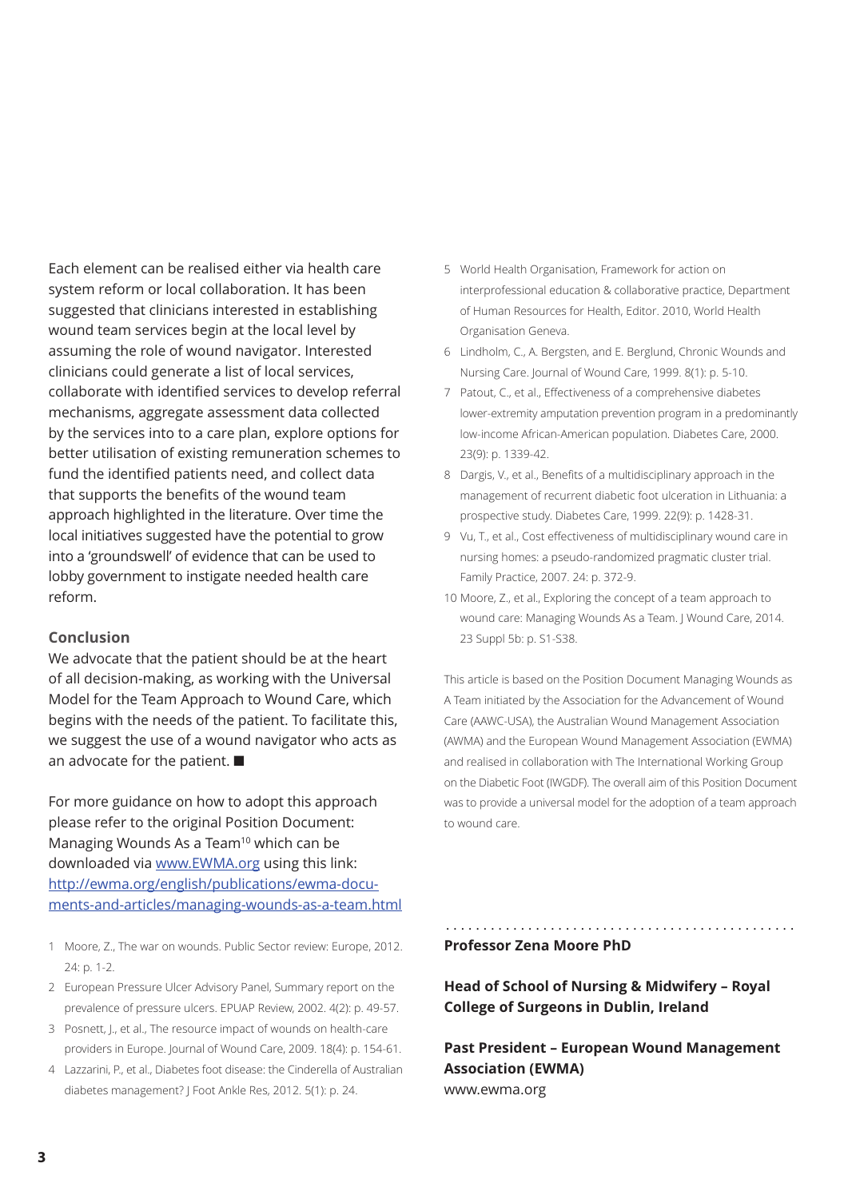Each element can be realised either via health care system reform or local collaboration. It has been suggested that clinicians interested in establishing wound team services begin at the local level by assuming the role of wound navigator. Interested clinicians could generate a list of local services, collaborate with identified services to develop referral mechanisms, aggregate assessment data collected by the services into to a care plan, explore options for better utilisation of existing remuneration schemes to fund the identified patients need, and collect data that supports the benefits of the wound team approach highlighted in the literature. Over time the local initiatives suggested have the potential to grow into a 'groundswell' of evidence that can be used to lobby government to instigate needed health care reform.

### Conclusion

We advocate that the patient should be at the heart of all decision-making, as working with the Universal Model for the Team Approach to Wound Care, which begins with the needs of the patient. To facilitate this, we suggest the use of a wound navigator who acts as an advocate for the patient. ■

For more guidance on how to adopt this approach please refer to the original Position Document: Managing Wounds As a Team[10] which can be downloaded via www.EWMA.org using this link: http://ewma.org/english/publications/ewma-documents-and-articles/managing-wounds-as-a-team.html

1. Moore, Z., The war on wounds. Public Sector review: Europe, 2012. 24: p. 1-2.
2. European Pressure Ulcer Advisory Panel, Summary report on the prevalence of pressure ulcers. EPUAP Review, 2002. 4(2): p. 49-57.
3. Posnett, J., et al., The resource impact of wounds on health-care providers in Europe. Journal of Wound Care, 2009. 18(4): p. 154-61.
4. Lazzarini, P., et al., Diabetes foot disease: the Cinderella of Australian diabetes management? J Foot Ankle Res, 2012. 5(1): p. 24.
5. World Health Organisation, Framework for action on interprofessional education & collaborative practice, Department of Human Resources for Health, Editor. 2010, World Health Organisation Geneva.
6. Lindholm, C., A. Bergsten, and E. Berglund, Chronic Wounds and Nursing Care. Journal of Wound Care, 1999. 8(1): p. 5-10.
7. Patout, C., et al., Effectiveness of a comprehensive diabetes lower-extremity amputation prevention program in a predominantly low-income African-American population. Diabetes Care, 2000. 23(9): p. 1339-42.
8. Dargis, V., et al., Benefits of a multidisciplinary approach in the management of recurrent diabetic foot ulceration in Lithuania: a prospective study. Diabetes Care, 1999. 22(9): p. 1428-31.
9. Vu, T., et al., Cost effectiveness of multidisciplinary wound care in nursing homes: a pseudo-randomized pragmatic cluster trial. Family Practice, 2007. 24: p. 372-9.
10. Moore, Z., et al., Exploring the concept of a team approach to wound care: Managing Wounds As a Team. J Wound Care, 2014. 23 Suppl 5b: p. S1-S38.

This article is based on the Position Document Managing Wounds as A Team initiated by the Association for the Advancement of Wound Care (AAWC-USA), the Australian Wound Management Association (AWMA) and the European Wound Management Association (EWMA) and realised in collaboration with The International Working Group on the Diabetic Foot (IWGDF). The overall aim of this Position Document was to provide a universal model for the adoption of a team approach to wound care.

**Professor Zena Moore PhD**

**Head of School of Nursing & Midwifery – Royal College of Surgeons in Dublin, Ireland**

**Past President – European Wound Management Association (EWMA)**
www.ewma.org